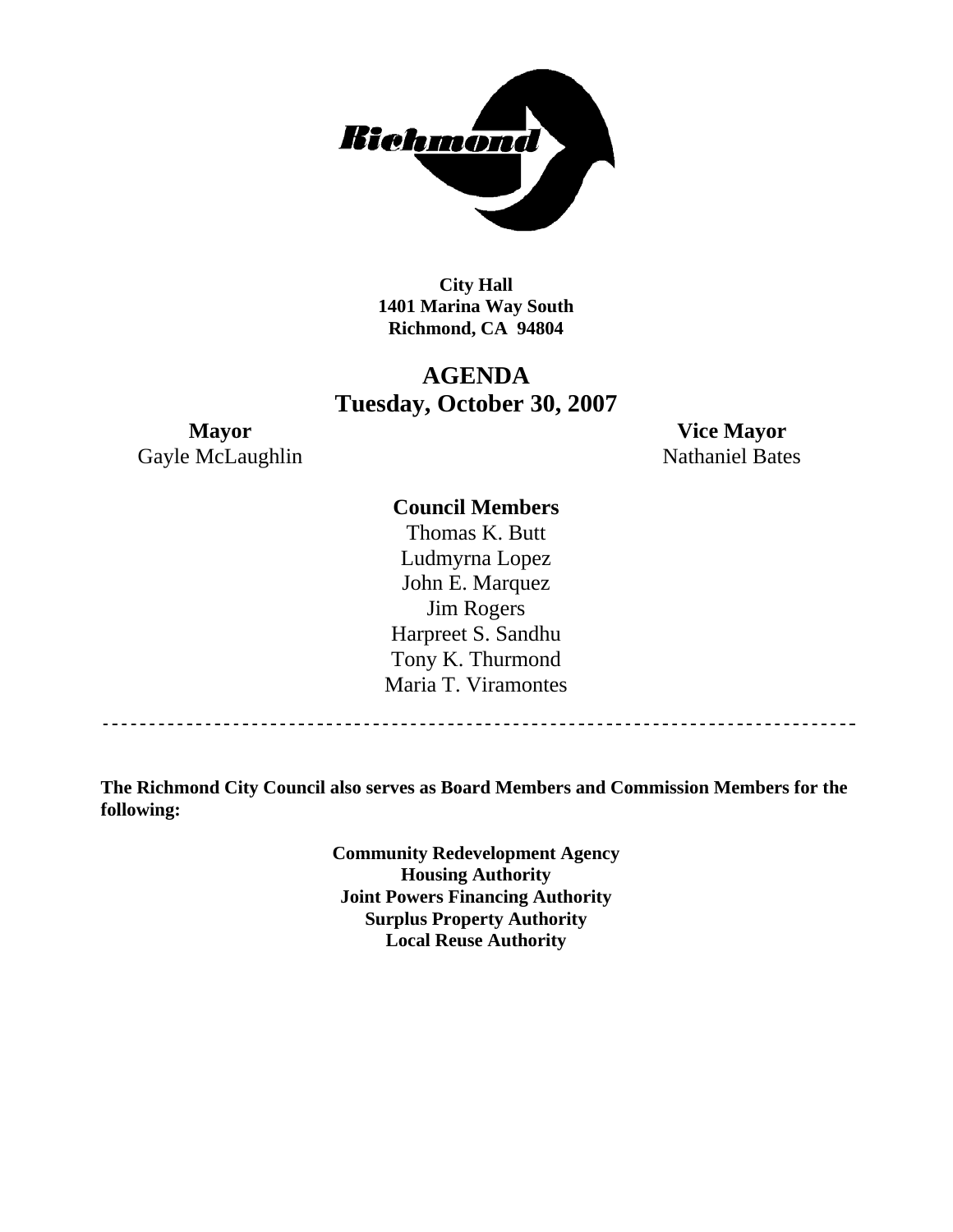Richmond

**City Hall**
**1401 Marina Way South**
**Richmond, CA 94804**

# AGENDA
## Tuesday, October 30, 2007

**Mayor**
Gayle McLaughlin

**Vice Mayor**
Nathaniel Bates

**Council Members**
Thomas K. Butt
Ludmyrna Lopez
John E. Marquez
Jim Rogers
Harpreet S. Sandhu
Tony K. Thurmond
Maria T. Viramontes

---

**The Richmond City Council also serves as Board Members and Commission Members for the following:**

**Community Redevelopment Agency**
**Housing Authority**
**Joint Powers Financing Authority**
**Surplus Property Authority**
**Local Reuse Authority**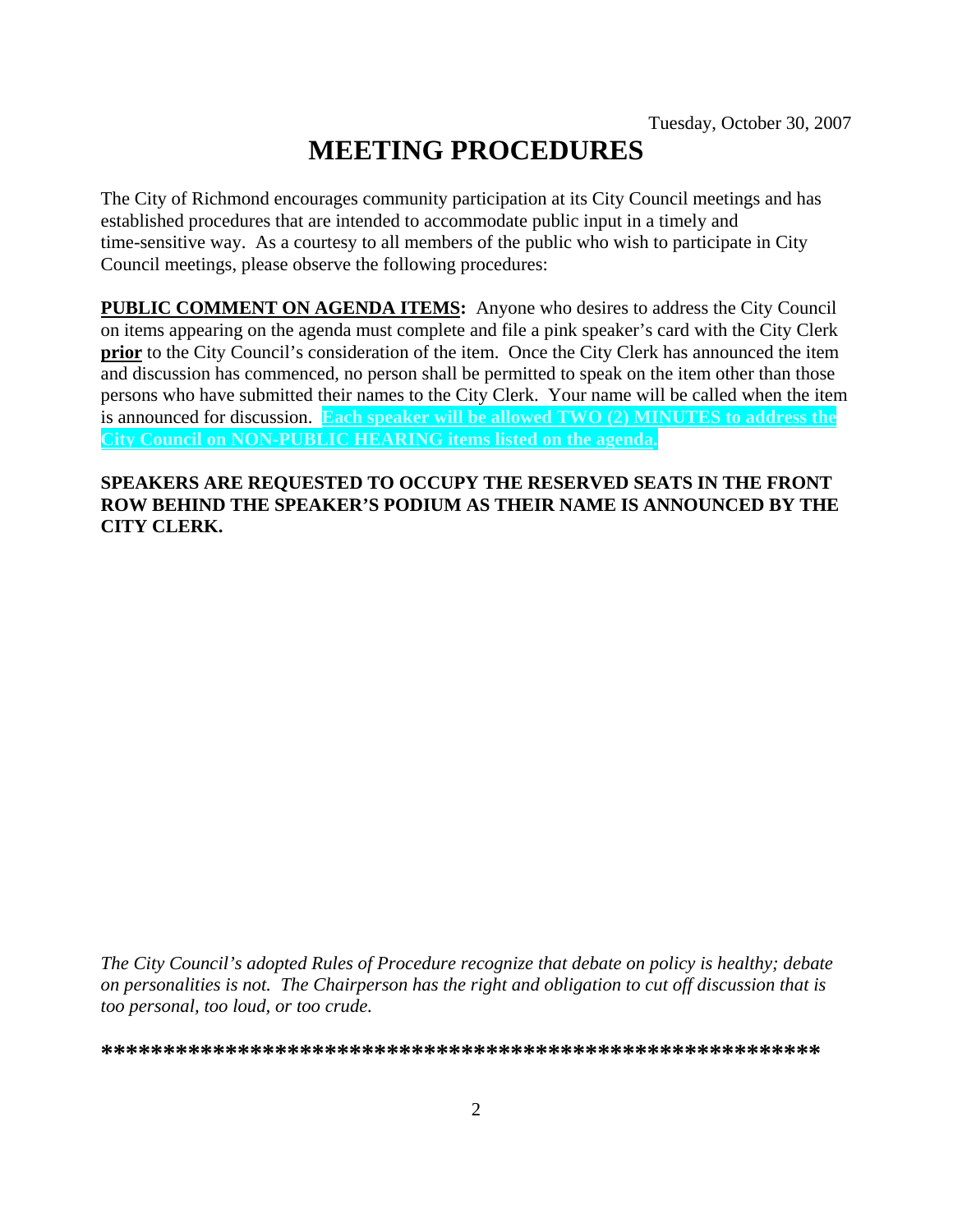Tuesday, October 30, 2007

# MEETING PROCEDURES

The City of Richmond encourages community participation at its City Council meetings and has established procedures that are intended to accommodate public input in a timely and time-sensitive way. As a courtesy to all members of the public who wish to participate in City Council meetings, please observe the following procedures:

**PUBLIC COMMENT ON AGENDA ITEMS:** Anyone who desires to address the City Council on items appearing on the agenda must complete and file a pink speaker's card with the City Clerk **prior** to the City Council's consideration of the item. Once the City Clerk has announced the item and discussion has commenced, no person shall be permitted to speak on the item other than those persons who have submitted their names to the City Clerk. Your name will be called when the item is announced for discussion. **Each speaker will be allowed TWO (2) MINUTES to address the City Council on NON-PUBLIC HEARING items listed on the agenda.**

**SPEAKERS ARE REQUESTED TO OCCUPY THE RESERVED SEATS IN THE FRONT ROW BEHIND THE SPEAKER'S PODIUM AS THEIR NAME IS ANNOUNCED BY THE CITY CLERK.**

*The City Council's adopted Rules of Procedure recognize that debate on policy is healthy; debate on personalities is not. The Chairperson has the right and obligation to cut off discussion that is too personal, too loud, or too crude.*

**\*\*\*\*\*\*\*\*\*\*\*\*\*\*\*\*\*\*\*\*\*\*\*\*\*\*\*\*\*\*\*\*\*\*\*\*\*\*\*\*\*\*\*\*\*\*\*\*\*\*\*\*\*\*\*\*\*\*\***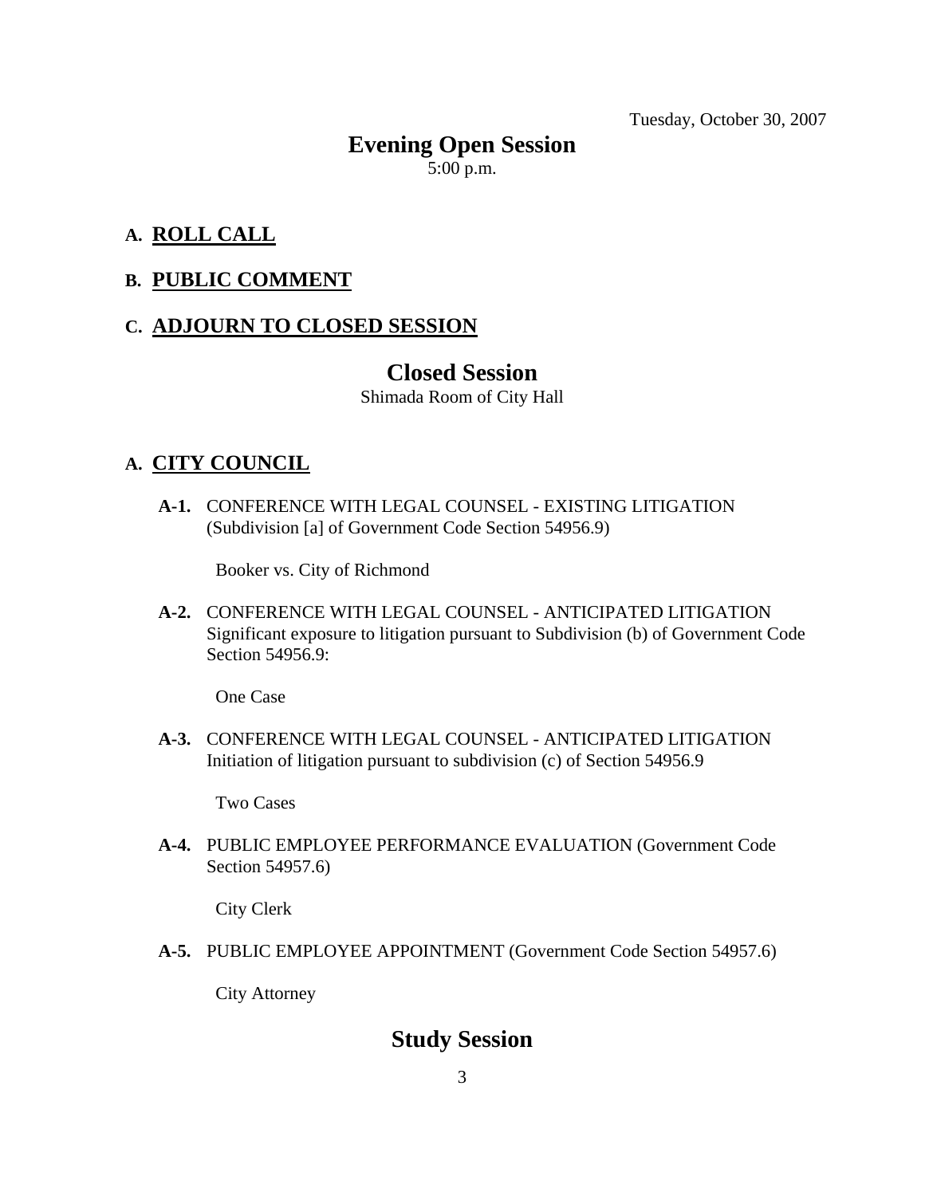Tuesday, October 30, 2007

# Evening Open Session

5:00 p.m.

## A. ROLL CALL

## B. PUBLIC COMMENT

## C. ADJOURN TO CLOSED SESSION

# Closed Session

Shimada Room of City Hall

## A. CITY COUNCIL

**A-1.** CONFERENCE WITH LEGAL COUNSEL - EXISTING LITIGATION (Subdivision [a] of Government Code Section 54956.9)

Booker vs. City of Richmond

**A-2.** CONFERENCE WITH LEGAL COUNSEL - ANTICIPATED LITIGATION Significant exposure to litigation pursuant to Subdivision (b) of Government Code Section 54956.9:

One Case

**A-3.** CONFERENCE WITH LEGAL COUNSEL - ANTICIPATED LITIGATION Initiation of litigation pursuant to subdivision (c) of Section 54956.9

Two Cases

**A-4.** PUBLIC EMPLOYEE PERFORMANCE EVALUATION (Government Code Section 54957.6)

City Clerk

**A-5.** PUBLIC EMPLOYEE APPOINTMENT (Government Code Section 54957.6)

City Attorney

# Study Session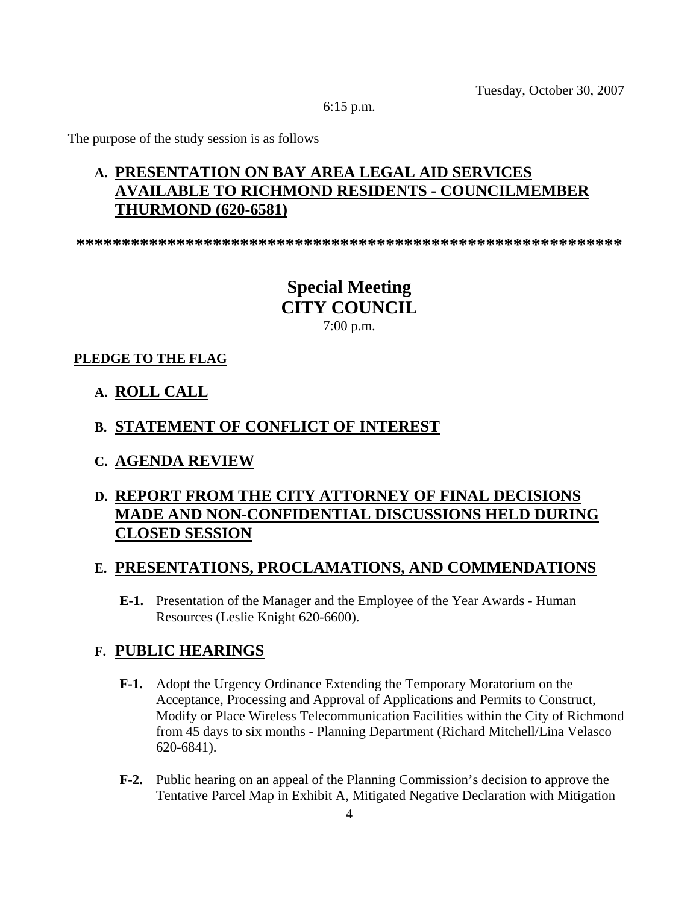Tuesday, October 30, 2007

6:15 p.m.

The purpose of the study session is as follows

## A. PRESENTATION ON BAY AREA LEGAL AID SERVICES AVAILABLE TO RICHMOND RESIDENTS - COUNCILMEMBER THURMOND (620-6581)

**************************************************************

# Special Meeting
# CITY COUNCIL

7:00 p.m.

**PLEDGE TO THE FLAG**

## A. ROLL CALL

## B. STATEMENT OF CONFLICT OF INTEREST

## C. AGENDA REVIEW

## D. REPORT FROM THE CITY ATTORNEY OF FINAL DECISIONS MADE AND NON-CONFIDENTIAL DISCUSSIONS HELD DURING CLOSED SESSION

## E. PRESENTATIONS, PROCLAMATIONS, AND COMMENDATIONS

**E-1.** Presentation of the Manager and the Employee of the Year Awards - Human Resources (Leslie Knight 620-6600).

## F. PUBLIC HEARINGS

**F-1.** Adopt the Urgency Ordinance Extending the Temporary Moratorium on the Acceptance, Processing and Approval of Applications and Permits to Construct, Modify or Place Wireless Telecommunication Facilities within the City of Richmond from 45 days to six months - Planning Department (Richard Mitchell/Lina Velasco 620-6841).

**F-2.** Public hearing on an appeal of the Planning Commission's decision to approve the Tentative Parcel Map in Exhibit A, Mitigated Negative Declaration with Mitigation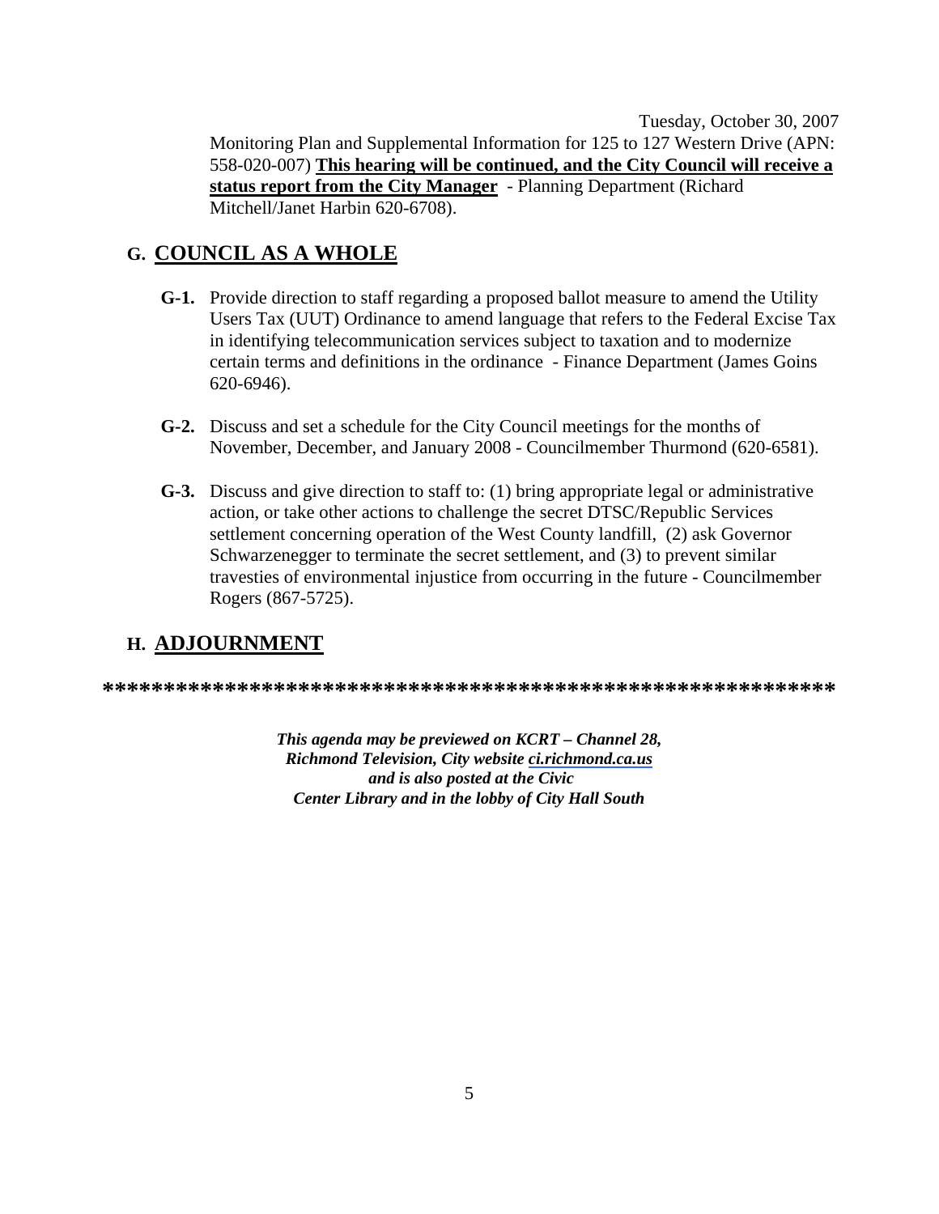Monitoring Plan and Supplemental Information for 125 to 127 Western Drive (APN: 558-020-007) **This hearing will be continued, and the City Council will receive a status report from the City Manager** - Planning Department (Richard Mitchell/Janet Harbin 620-6708).

## G. COUNCIL AS A WHOLE

**G-1.** Provide direction to staff regarding a proposed ballot measure to amend the Utility Users Tax (UUT) Ordinance to amend language that refers to the Federal Excise Tax in identifying telecommunication services subject to taxation and to modernize certain terms and definitions in the ordinance - Finance Department (James Goins 620-6946).

**G-2.** Discuss and set a schedule for the City Council meetings for the months of November, December, and January 2008 - Councilmember Thurmond (620-6581).

**G-3.** Discuss and give direction to staff to: (1) bring appropriate legal or administrative action, or take other actions to challenge the secret DTSC/Republic Services settlement concerning operation of the West County landfill, (2) ask Governor Schwarzenegger to terminate the secret settlement, and (3) to prevent similar travesties of environmental injustice from occurring in the future - Councilmember Rogers (867-5725).

## H. ADJOURNMENT

**************************************************************

***This agenda may be previewed on KCRT – Channel 28, Richmond Television, City website ci.richmond.ca.us and is also posted at the Civic Center Library and in the lobby of City Hall South***